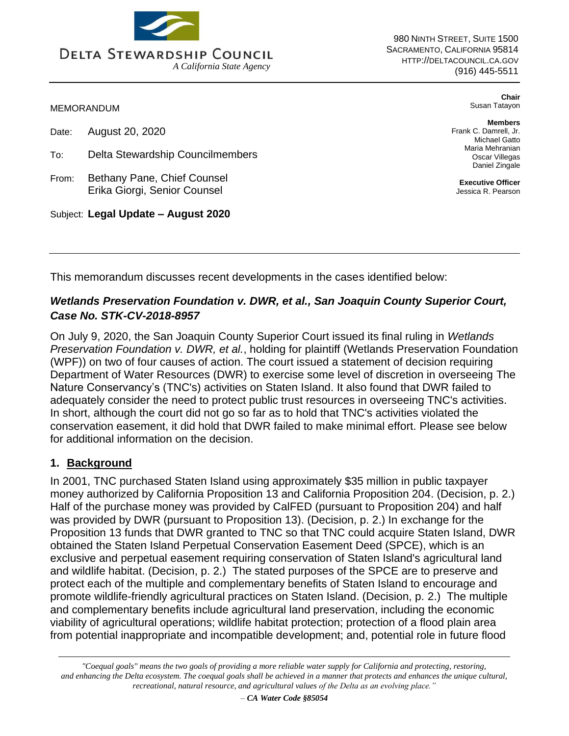DELTA STEWARDSHIP COUNCIL
*A California State Agency*

980 NINTH STREET, SUITE 1500
SACRAMENTO, CALIFORNIA 95814
HTTP://DELTACOUNCIL.CA.GOV
(916) 445-5511

**Chair**
Susan Tatayon

**Members**
Frank C. Damrell, Jr.
Michael Gatto
Maria Mehranian
Oscar Villegas
Daniel Zingale

**Executive Officer**
Jessica R. Pearson

MEMORANDUM

Date: August 20, 2020

To: Delta Stewardship Councilmembers

From: Bethany Pane, Chief Counsel
Erika Giorgi, Senior Counsel

Subject: **Legal Update – August 2020**

---

This memorandum discusses recent developments in the cases identified below:

### *Wetlands Preservation Foundation v. DWR, et al., San Joaquin County Superior Court, Case No. STK-CV-2018-8957*

On July 9, 2020, the San Joaquin County Superior Court issued its final ruling in *Wetlands Preservation Foundation v. DWR, et al.*, holding for plaintiff (Wetlands Preservation Foundation (WPF)) on two of four causes of action. The court issued a statement of decision requiring Department of Water Resources (DWR) to exercise some level of discretion in overseeing The Nature Conservancy's (TNC's) activities on Staten Island. It also found that DWR failed to adequately consider the need to protect public trust resources in overseeing TNC's activities. In short, although the court did not go so far as to hold that TNC's activities violated the conservation easement, it did hold that DWR failed to make minimal effort. Please see below for additional information on the decision.

### 1. Background

In 2001, TNC purchased Staten Island using approximately $35 million in public taxpayer money authorized by California Proposition 13 and California Proposition 204. (Decision, p. 2.) Half of the purchase money was provided by CalFED (pursuant to Proposition 204) and half was provided by DWR (pursuant to Proposition 13). (Decision, p. 2.) In exchange for the Proposition 13 funds that DWR granted to TNC so that TNC could acquire Staten Island, DWR obtained the Staten Island Perpetual Conservation Easement Deed (SPCE), which is an exclusive and perpetual easement requiring conservation of Staten Island's agricultural land and wildlife habitat. (Decision, p. 2.) The stated purposes of the SPCE are to preserve and protect each of the multiple and complementary benefits of Staten Island to encourage and promote wildlife-friendly agricultural practices on Staten Island. (Decision, p. 2.) The multiple and complementary benefits include agricultural land preservation, including the economic viability of agricultural operations; wildlife habitat protection; protection of a flood plain area from potential inappropriate and incompatible development; and, potential role in future flood

---

*"Coequal goals" means the two goals of providing a more reliable water supply for California and protecting, restoring, and enhancing the Delta ecosystem. The coequal goals shall be achieved in a manner that protects and enhances the unique cultural, recreational, natural resource, and agricultural values of the Delta as an evolving place."*

*– CA Water Code §85054*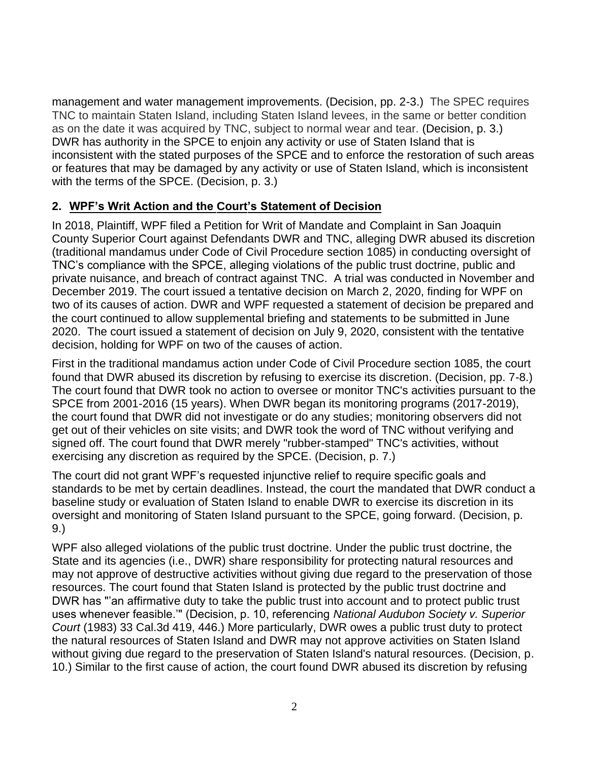management and water management improvements. (Decision, pp. 2-3.) The SPEC requires TNC to maintain Staten Island, including Staten Island levees, in the same or better condition as on the date it was acquired by TNC, subject to normal wear and tear. (Decision, p. 3.) DWR has authority in the SPCE to enjoin any activity or use of Staten Island that is inconsistent with the stated purposes of the SPCE and to enforce the restoration of such areas or features that may be damaged by any activity or use of Staten Island, which is inconsistent with the terms of the SPCE. (Decision, p. 3.)

## 2. WPF's Writ Action and the Court's Statement of Decision

In 2018, Plaintiff, WPF filed a Petition for Writ of Mandate and Complaint in San Joaquin County Superior Court against Defendants DWR and TNC, alleging DWR abused its discretion (traditional mandamus under Code of Civil Procedure section 1085) in conducting oversight of TNC's compliance with the SPCE, alleging violations of the public trust doctrine, public and private nuisance, and breach of contract against TNC. A trial was conducted in November and December 2019. The court issued a tentative decision on March 2, 2020, finding for WPF on two of its causes of action. DWR and WPF requested a statement of decision be prepared and the court continued to allow supplemental briefing and statements to be submitted in June 2020. The court issued a statement of decision on July 9, 2020, consistent with the tentative decision, holding for WPF on two of the causes of action.

First in the traditional mandamus action under Code of Civil Procedure section 1085, the court found that DWR abused its discretion by refusing to exercise its discretion. (Decision, pp. 7-8.) The court found that DWR took no action to oversee or monitor TNC's activities pursuant to the SPCE from 2001-2016 (15 years). When DWR began its monitoring programs (2017-2019), the court found that DWR did not investigate or do any studies; monitoring observers did not get out of their vehicles on site visits; and DWR took the word of TNC without verifying and signed off. The court found that DWR merely "rubber-stamped" TNC's activities, without exercising any discretion as required by the SPCE. (Decision, p. 7.)

The court did not grant WPF's requested injunctive relief to require specific goals and standards to be met by certain deadlines. Instead, the court the mandated that DWR conduct a baseline study or evaluation of Staten Island to enable DWR to exercise its discretion in its oversight and monitoring of Staten Island pursuant to the SPCE, going forward. (Decision, p. 9.)

WPF also alleged violations of the public trust doctrine. Under the public trust doctrine, the State and its agencies (i.e., DWR) share responsibility for protecting natural resources and may not approve of destructive activities without giving due regard to the preservation of those resources. The court found that Staten Island is protected by the public trust doctrine and DWR has "'an affirmative duty to take the public trust into account and to protect public trust uses whenever feasible.'" (Decision, p. 10, referencing *National Audubon Society v. Superior Court* (1983) 33 Cal.3d 419, 446.) More particularly, DWR owes a public trust duty to protect the natural resources of Staten Island and DWR may not approve activities on Staten Island without giving due regard to the preservation of Staten Island's natural resources. (Decision, p. 10.) Similar to the first cause of action, the court found DWR abused its discretion by refusing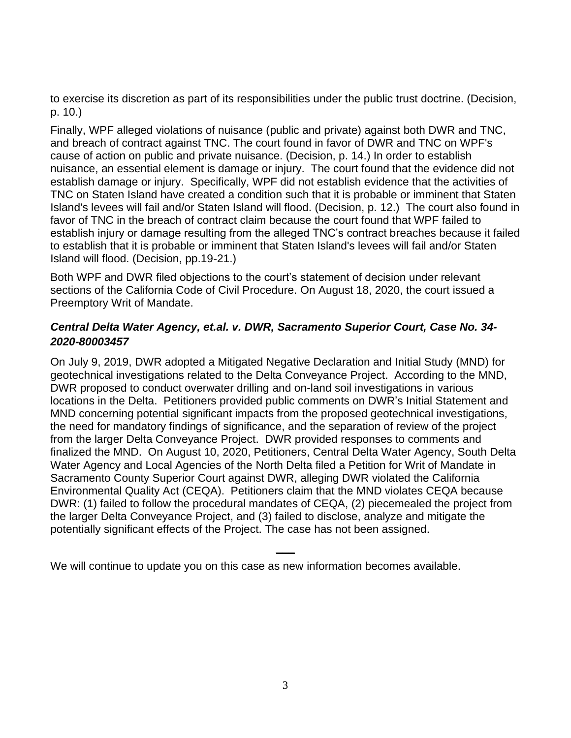to exercise its discretion as part of its responsibilities under the public trust doctrine. (Decision, p. 10.)

Finally, WPF alleged violations of nuisance (public and private) against both DWR and TNC, and breach of contract against TNC. The court found in favor of DWR and TNC on WPF's cause of action on public and private nuisance. (Decision, p. 14.) In order to establish nuisance, an essential element is damage or injury. The court found that the evidence did not establish damage or injury. Specifically, WPF did not establish evidence that the activities of TNC on Staten Island have created a condition such that it is probable or imminent that Staten Island's levees will fail and/or Staten Island will flood. (Decision, p. 12.) The court also found in favor of TNC in the breach of contract claim because the court found that WPF failed to establish injury or damage resulting from the alleged TNC's contract breaches because it failed to establish that it is probable or imminent that Staten Island's levees will fail and/or Staten Island will flood. (Decision, pp.19-21.)

Both WPF and DWR filed objections to the court's statement of decision under relevant sections of the California Code of Civil Procedure. On August 18, 2020, the court issued a Preemptory Writ of Mandate.

### *Central Delta Water Agency, et.al. v. DWR, Sacramento Superior Court, Case No. 34-2020-80003457*

On July 9, 2019, DWR adopted a Mitigated Negative Declaration and Initial Study (MND) for geotechnical investigations related to the Delta Conveyance Project. According to the MND, DWR proposed to conduct overwater drilling and on-land soil investigations in various locations in the Delta. Petitioners provided public comments on DWR's Initial Statement and MND concerning potential significant impacts from the proposed geotechnical investigations, the need for mandatory findings of significance, and the separation of review of the project from the larger Delta Conveyance Project. DWR provided responses to comments and finalized the MND. On August 10, 2020, Petitioners, Central Delta Water Agency, South Delta Water Agency and Local Agencies of the North Delta filed a Petition for Writ of Mandate in Sacramento County Superior Court against DWR, alleging DWR violated the California Environmental Quality Act (CEQA). Petitioners claim that the MND violates CEQA because DWR: (1) failed to follow the procedural mandates of CEQA, (2) piecemealed the project from the larger Delta Conveyance Project, and (3) failed to disclose, analyze and mitigate the potentially significant effects of the Project. The case has not been assigned.

---

We will continue to update you on this case as new information becomes available.